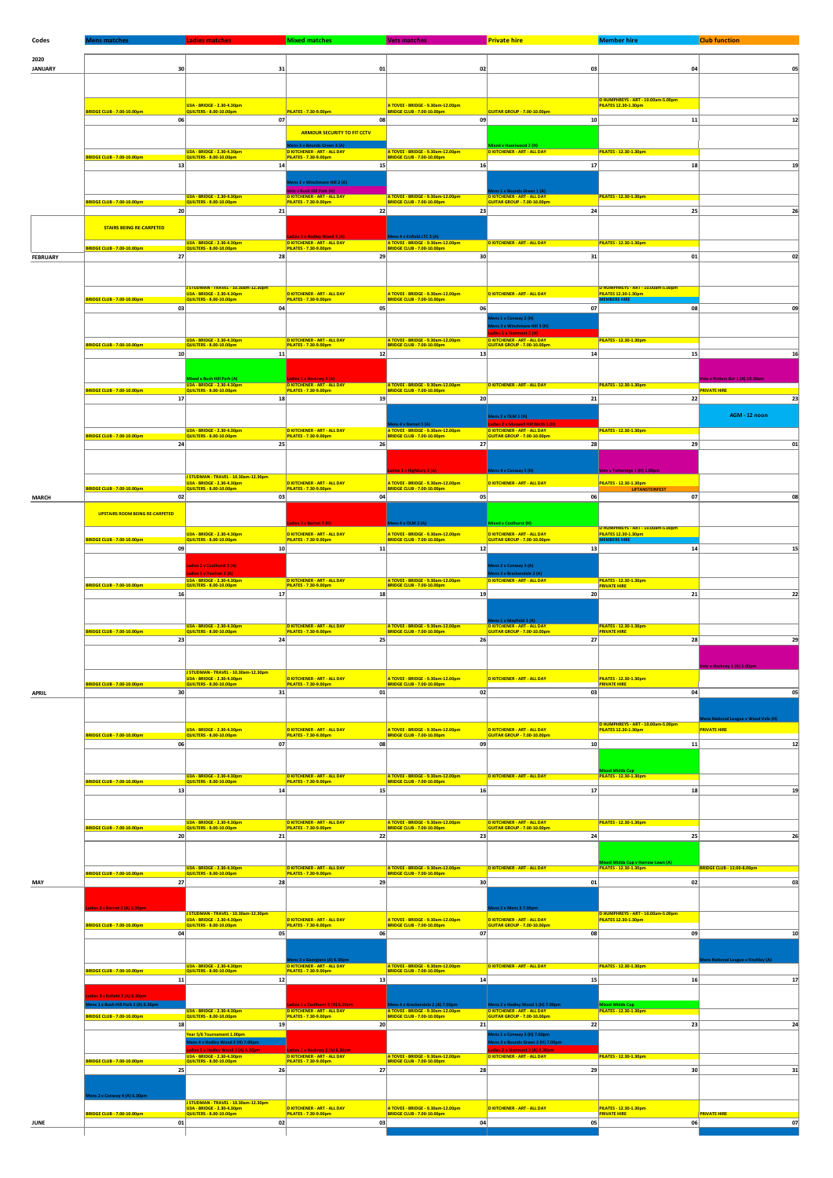| Codes | Mens matches | Ladies matches | Mixed matches | Vets matches | Private hire | Member hire | Club function |
|---|---|---|---|---|---|---|---|

**2020**

| Month | Mon | Tue | Wed | Thu | Fri | Sat | Sun |
|---|---|---|---|---|---|---|---|
| JANUARY | 30 | 31 | 01 | 02 | 03 | 04 | 05 |
| | BRIDGE CLUB - 7.00-10.00pm | U3A - BRIDGE - 2.30-4.30pm<br>QUILTERS - 8.00-10.00pm | PILATES - 7.30-9.00pm | A TOVEE - BRIDGE - 9.30am-12.00pm<br>BRIDGE CLUB - 7.00-10.00pm | GUITAR GROUP - 7.00-10.00pm | D HUMPHREYS - ART - 10.00am-5.00pm<br>PILATES 12.30-1.30pm | |
| | 06 | 07 | 08 | 09 | 10 | 11 | 12 |
| | BRIDGE CLUB - 7.00-10.00pm | U3A - BRIDGE - 2.30-4.30pm<br>QUILTERS - 8.00-10.00pm | ARMOUR SECURITY TO FIT CCTV<br>Mens 3 v Bounds Green 3 (A)<br>D KITCHENER - ART - ALL DAY<br>PILATES - 7.30-9.00pm | A TOVEE - BRIDGE - 9.30am-12.00pm<br>BRIDGE CLUB - 7.00-10.00pm | Mixed v Hazelwood 2 (H)<br>D KITCHENER - ART - ALL DAY | PILATES - 12.30-1.30pm | |
| | 13 | 14 | 15 | 16 | 17 | 18 | 19 |
| | BRIDGE CLUB - 7.00-10.00pm | U3A - BRIDGE - 2.30-4.30pm<br>QUILTERS - 8.00-10.00pm | Mens 2 v Winchmore Hill 2 (A)<br>Vets v Bush Hill Park (H)<br>D KITCHENER - ART - ALL DAY<br>PILATES - 7.30-9.00pm | A TOVEE - BRIDGE - 9.30am-12.00pm<br>BRIDGE CLUB - 7.00-10.00pm | Mens 1 v Bounds Green 1 (A)<br>D KITCHENER - ART - ALL DAY<br>GUITAR GROUP - 7.00-10.00pm | PILATES - 12.30-1.30pm | |
| | 20 | 21 | 22 | 23 | 24 | 25 | 26 |
| | STAIRS BEING RE-CARPETED<br>BRIDGE CLUB - 7.00-10.00pm | U3A - BRIDGE - 2.30-4.30pm<br>QUILTERS - 8.00-10.00pm | Ladies 3 v Hadley Wood 3 (A)<br>D KITCHENER - ART - ALL DAY<br>PILATES - 7.30-9.00pm | Mens 4 v Enfield LTC 3 (A)<br>A TOVEE - BRIDGE - 9.30am-12.00pm<br>BRIDGE CLUB - 7.00-10.00pm | D KITCHENER - ART - ALL DAY | PILATES - 12.30-1.30pm | |
| FEBRUARY | 27 | 28 | 29 | 30 | 31 | 01 | 02 |
| | BRIDGE CLUB - 7.00-10.00pm | J STUDMAN - TRAVEL - 10.30am-12.30pm<br>U3A - BRIDGE - 2.30-4.30pm<br>QUILTERS - 8.00-10.00pm | D KITCHENER - ART - ALL DAY<br>PILATES - 7.30-9.00pm | A TOVEE - BRIDGE - 9.30am-12.00pm<br>BRIDGE CLUB - 7.00-10.00pm | D KITCHENER - ART - ALL DAY | D HUMPHREYS - ART - 10.00am-5.00pm<br>PILATES 12.30-1.30pm<br>MEMBERS HIRE | |
| | 03 | 04 | 05 | 06 | 07 | 08 | 09 |
| | BRIDGE CLUB - 7.00-10.00pm | U3A - BRIDGE - 2.30-4.30pm<br>QUILTERS - 8.00-10.00pm | D KITCHENER - ART - ALL DAY<br>PILATES - 7.30-9.00pm | A TOVEE - BRIDGE - 9.30am-12.00pm<br>BRIDGE CLUB - 7.00-10.00pm | Mens 1 v Conway 2 (H)<br>Mens 3 v Winchmore Hill 3 (H)<br>Ladies 3 v Stormont 2 (H)<br>D KITCHENER - ART - ALL DAY<br>GUITAR GROUP - 7.00-10.00pm | PILATES - 12.30-1.30pm | |
| | 10 | 11 | 12 | 13 | 14 | 15 | 16 |
| | BRIDGE CLUB - 7.00-10.00pm | Mixed v Bush Hill Park (A)<br>U3A - BRIDGE - 2.30-4.30pm<br>QUILTERS - 8.00-10.00pm | Ladies 1 v Hornsey 3 (A)<br>D KITCHENER - ART - ALL DAY<br>PILATES - 7.30-9.00pm | A TOVEE - BRIDGE - 9.30am-12.00pm<br>BRIDGE CLUB - 7.00-10.00pm | D KITCHENER - ART - ALL DAY | PILATES - 12.30-1.30pm | Vets v Parsons Bar 1 (A) 10.30am<br>PRIVATE HIRE |
| | 17 | 18 | 19 | 20 | 21 | 22 | 23 |
| | BRIDGE CLUB - 7.00-10.00pm | U3A - BRIDGE - 2.30-4.30pm<br>QUILTERS - 8.00-10.00pm | D KITCHENER - ART - ALL DAY<br>PILATES - 7.30-9.00pm | Mens 4 v Barnet 5 (A)<br>A TOVEE - BRIDGE - 9.30am-12.00pm<br>BRIDGE CLUB - 7.00-10.00pm | Mens 2 v DLM 1 (H)<br>Ladies 2 v Muswell Hill Merri 3 (H)<br>D KITCHENER - ART - ALL DAY<br>GUITAR GROUP - 7.00-10.00pm | PILATES - 12.30-1.30pm | AGM - 12 noon |
| | 24 | 25 | 26 | 27 | 28 | 29 | 01 |
| | BRIDGE CLUB - 7.00-10.00pm | J STUDMAN - TRAVEL - 10.30am-12.30pm<br>U3A - BRIDGE - 2.30-4.30pm<br>QUILTERS - 8.00-10.00pm | D KITCHENER - ART - ALL DAY<br>PILATES - 7.30-9.00pm | Ladies 1 v Highbury 2 (A)<br>A TOVEE - BRIDGE - 9.30am-12.00pm<br>BRIDGE CLUB - 7.00-10.00pm | Mens 4 v Conway 5 (H)<br>D KITCHENER - ART - ALL DAY | Vets v Totteridge 1 (H) 1.00pm<br>PILATES - 12.30-1.30pm<br>LIFTANSTEINFEST | |
| MARCH | 02 | 03 | 04 | 05 | 06 | 07 | 08 |
| | UPSTAIRS ROOM BEING RE-CARPETED<br>BRIDGE CLUB - 7.00-10.00pm | U3A - BRIDGE - 2.30-4.30pm<br>QUILTERS - 8.00-10.00pm | Ladies 3 v Barnet 3 (H)<br>D KITCHENER - ART - ALL DAY<br>PILATES - 7.30-9.00pm | Mens 4 v DLM 2 (A)<br>A TOVEE - BRIDGE - 9.30am-12.00pm<br>BRIDGE CLUB - 7.00-10.00pm | Mixed v Coolhurst (H)<br>D KITCHENER - ART - ALL DAY<br>GUITAR GROUP - 7.00-10.00pm | D HUMPHREYS - ART - 10.00am-5.00pm<br>PILATES 12.30-1.30pm<br>MEMBERS HIRE | |
| | 09 | 10 | 11 | 12 | 13 | 14 | 15 |
| | BRIDGE CLUB - 7.00-10.00pm | Ladies 2 v Coolhurst 3 (A)<br>Ladies 3 v Poplars 2 (A)<br>U3A - BRIDGE - 2.30-4.30pm<br>QUILTERS - 8.00-10.00pm | D KITCHENER - ART - ALL DAY<br>PILATES - 7.30-9.00pm | A TOVEE - BRIDGE - 9.30am-12.00pm<br>BRIDGE CLUB - 7.00-10.00pm | Mens 2 v Conway 3 (A)<br>Mens 3 v Brackendale 2 (A)<br>D KITCHENER - ART - ALL DAY | PILATES - 12.30-1.30pm<br>PRIVATE HIRE | |
| | 16 | 17 | 18 | 19 | 20 | 21 | 22 |
| | BRIDGE CLUB - 7.00-10.00pm | U3A - BRIDGE - 2.30-4.30pm<br>QUILTERS - 8.00-10.00pm | D KITCHENER - ART - ALL DAY<br>PILATES - 7.30-9.00pm | A TOVEE - BRIDGE - 9.30am-12.00pm<br>BRIDGE CLUB - 7.00-10.00pm | Mens 1 v Mayfield 1 (A)<br>D KITCHENER - ART - ALL DAY<br>GUITAR GROUP - 7.00-10.00pm | PILATES - 12.30-1.30pm<br>PRIVATE HIRE | |
| | 23 | 24 | 25 | 26 | 27 | 28 | 29 |
| | BRIDGE CLUB - 7.00-10.00pm | J STUDMAN - TRAVEL - 10.30am-12.30pm<br>U3A - BRIDGE - 2.30-4.30pm<br>QUILTERS - 8.00-10.00pm | D KITCHENER - ART - ALL DAY<br>PILATES - 7.30-9.00pm | A TOVEE - BRIDGE - 9.30am-12.00pm<br>BRIDGE CLUB - 7.00-10.00pm | D KITCHENER - ART - ALL DAY | PILATES - 12.30-1.30pm<br>PRIVATE HIRE | Vets v Hackney 1 (A) 1.00pm |
| APRIL | 30 | 31 | 01 | 02 | 03 | 04 | 05 |
| | BRIDGE CLUB - 7.00-10.00pm | U3A - BRIDGE - 2.30-4.30pm<br>QUILTERS - 8.00-10.00pm | D KITCHENER - ART - ALL DAY<br>PILATES - 7.30-9.00pm | A TOVEE - BRIDGE - 9.30am-12.00pm<br>BRIDGE CLUB - 7.00-10.00pm | D KITCHENER - ART - ALL DAY<br>GUITAR GROUP - 7.00-10.00pm | D HUMPHREYS - ART - 10.00am-5.00pm<br>PILATES 12.30-1.30pm | Mens National League v Wood Vale (H)<br>PRIVATE HIRE |
| | 06 | 07 | 08 | 09 | 10 | 11 | 12 |
| | BRIDGE CLUB - 7.00-10.00pm | U3A - BRIDGE - 2.30-4.30pm<br>QUILTERS - 8.00-10.00pm | D KITCHENER - ART - ALL DAY<br>PILATES - 7.30-9.00pm | A TOVEE - BRIDGE - 9.30am-12.00pm<br>BRIDGE CLUB - 7.00-10.00pm | D KITCHENER - ART - ALL DAY | Mixed Middx Cup<br>PILATES - 12.30-1.30pm | |
| | 13 | 14 | 15 | 16 | 17 | 18 | 19 |
| | BRIDGE CLUB - 7.00-10.00pm | U3A - BRIDGE - 2.30-4.30pm<br>QUILTERS - 8.00-10.00pm | D KITCHENER - ART - ALL DAY<br>PILATES - 7.30-9.00pm | A TOVEE - BRIDGE - 9.30am-12.00pm<br>BRIDGE CLUB - 7.00-10.00pm | D KITCHENER - ART - ALL DAY<br>GUITAR GROUP - 7.00-10.00pm | PILATES - 12.30-1.30pm | |
| | 20 | 21 | 22 | 23 | 24 | 25 | 26 |
| | BRIDGE CLUB - 7.00-10.00pm | U3A - BRIDGE - 2.30-4.30pm<br>QUILTERS - 8.00-10.00pm | D KITCHENER - ART - ALL DAY<br>PILATES - 7.30-9.00pm | A TOVEE - BRIDGE - 9.30am-12.00pm<br>BRIDGE CLUB - 7.00-10.00pm | D KITCHENER - ART - ALL DAY | Mixed Middx Cup v Harrow Lawn (A)<br>PILATES - 12.30-1.30pm | BRIDGE CLUB - 12.00-8.00pm |
| MAY | 27 | 28 | 29 | 30 | 01 | 02 | 03 |
| | Ladies 2 v Barnet 2 (A) 6.30pm<br>BRIDGE CLUB - 7.00-10.00pm | J STUDMAN - TRAVEL - 10.30am-12.30pm<br>U3A - BRIDGE - 2.30-4.30pm<br>QUILTERS - 8.00-10.00pm | D KITCHENER - ART - ALL DAY<br>PILATES - 7.30-9.00pm | A TOVEE - BRIDGE - 9.30am-12.00pm<br>BRIDGE CLUB - 7.00-10.00pm | Mens 2 v Mens 3 7.00pm<br>D KITCHENER - ART - ALL DAY<br>GUITAR GROUP - 7.00-10.00pm | D HUMPHREYS - ART - 10.00am-5.00pm<br>PILATES 12.30-1.30pm | |
| | 04 | 05 | 06 | 07 | 08 | 09 | 10 |
| | BRIDGE CLUB - 7.00-10.00pm | U3A - BRIDGE - 2.30-4.30pm<br>QUILTERS - 8.00-10.00pm | Mens 3 v Georgians (A) 6.30pm<br>D KITCHENER - ART - ALL DAY<br>PILATES - 7.30-9.00pm | A TOVEE - BRIDGE - 9.30am-12.00pm<br>BRIDGE CLUB - 7.00-10.00pm | D KITCHENER - ART - ALL DAY | PILATES - 12.30-1.30pm | Mens National League v Finchley (A) |
| | 11 | 12 | 13 | 14 | 15 | 16 | 17 |
| | Ladies 3 v Enfield 3 (A) 6.30pm<br>Mens 1 v Bush Hill Park 1 (H) 6.30pm<br>BRIDGE CLUB - 7.00-10.00pm | U3A - BRIDGE - 2.30-4.30pm<br>QUILTERS - 8.00-10.00pm | Ladies 1 v Coolhurst 1 (H) 6.30pm<br>D KITCHENER - ART - ALL DAY<br>PILATES - 7.30-9.00pm | Mens 4 v Brackendale 2 (A) 7.00pm<br>A TOVEE - BRIDGE - 9.30am-12.00pm<br>BRIDGE CLUB - 7.00-10.00pm | Mens 2 v Hadley Wood 1 (H) 7.00pm<br>D KITCHENER - ART - ALL DAY<br>GUITAR GROUP - 7.00-10.00pm | Mixed Middx Cup<br>PILATES - 12.30-1.30pm | |
| | 18 | 19 | 20 | 21 | 22 | 23 | 24 |
| | BRIDGE CLUB - 7.00-10.00pm | Year 5/6 Tournament 1.00pm<br>Mens 4 v Hadley Wood 2 (H) 7.00pm<br>Ladies 3 v Hadley Wood 3 (H) 6.30pm<br>U3A - BRIDGE - 2.30-4.30pm<br>QUILTERS - 8.00-10.00pm | Ladies 2 v Hackney 2 (A) 6.30pm<br>D KITCHENER - ART - ALL DAY<br>PILATES - 7.30-9.00pm | A TOVEE - BRIDGE - 9.30am-12.00pm<br>BRIDGE CLUB - 7.00-10.00pm | Mens 1 v Conway 1 (H) 7.00pm<br>Mens 3 v Bounds Green 2 (H) 7.00pm<br>Ladies 2 v Stormont 2 (A) 6.30pm<br>D KITCHENER - ART - ALL DAY | PILATES - 12.30-1.30pm | |
| | 25 | 26 | 27 | 28 | 29 | 30 | 31 |
| | Mens 2 v Conway 4 (A) 6.30pm<br>BRIDGE CLUB - 7.00-10.00pm | J STUDMAN - TRAVEL - 10.30am-12.30pm<br>U3A - BRIDGE - 2.30-4.30pm<br>QUILTERS - 8.00-10.00pm | D KITCHENER - ART - ALL DAY<br>PILATES - 7.30-9.00pm | A TOVEE - BRIDGE - 9.30am-12.00pm<br>BRIDGE CLUB - 7.00-10.00pm | D KITCHENER - ART - ALL DAY | PILATES - 12.30-1.30pm<br>PRIVATE HIRE | PRIVATE HIRE |
| JUNE | 01 | 02 | 03 | 04 | 05 | 06 | 07 |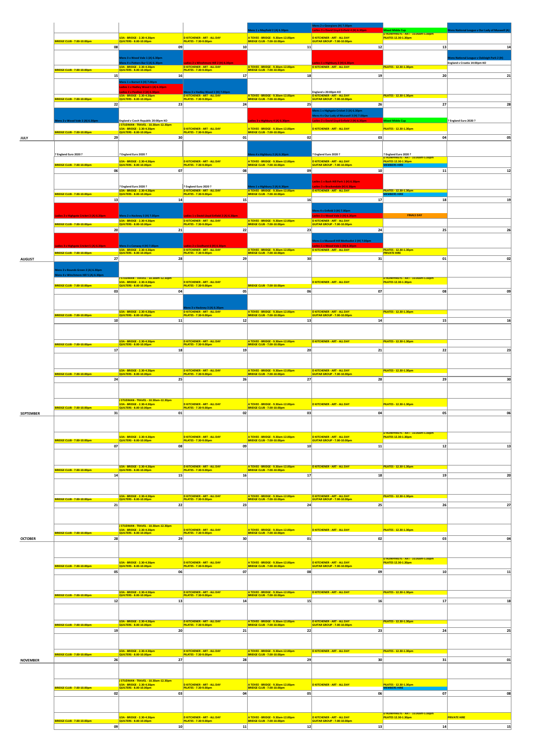| Month | Mon | Tue | Wed | Thu | Fri | Sat | Sun |
|---|---|---|---|---|---|---|---|
| | BRIDGE CLUB - 7.00-10.00pm<br>08 | U3A - BRIDGE - 2.30-4.30pm<br>QUILTERS - 8.00-10.00pm<br>09 | D KITCHENER - ART - ALL DAY<br>PILATES - 7.30-9.00pm<br>10 | Mens 1 v Mayfield 2 (A) 6.30pm<br>A TOVEE - BRIDGE - 9.30am-12.00pm<br>BRIDGE CLUB - 7.00-10.00pm<br>11 | Mens 2 v Georgians (H) 7.00pm<br>Ladies 3 v David Lloyd Enfield 3 (H) 6.30pm<br>D KITCHENER - ART - ALL DAY<br>GUITAR GROUP - 7.00-10.00pm<br>12 | Mixed Midds Cup<br>D HUMPHREYS - ART - 10.00am-5.00pm<br>PILATES 12.30-1.30pm<br>13 | Mens National League v Our Lady of Muswell (A)<br>14 |
| | BRIDGE CLUB - 7.00-10.00pm<br>15 | Mens 3 v Wood Vale 1 (A) 6.30pm<br>Mens 4 v Potters Bar 5 (A) 6.30pm<br>U3A - BRIDGE - 2.30-4.30pm<br>QUILTERS - 8.00-10.00pm<br>16 | Ladies 2 v Winchmore Hill 2 (H) 6.30pm<br>D KITCHENER - ART - ALL DAY<br>PILATES - 7.30-9.00pm<br>17 | A TOVEE - BRIDGE - 9.30am-12.00pm<br>BRIDGE CLUB - 7.00-10.00pm<br>18 | Ladies 1 v Highbury 2 (H) 6.30pm<br>D KITCHENER - ART - ALL DAY<br>19 | PILATES - 12.30-1.30pm<br>20 | Mens National League v Oakleigh Park 2 (H)<br>England v Croatia 14:00pm KO<br>21 |
| | BRIDGE CLUB - 7.00-10.00pm<br>22 | Mens 1 v Barnet 3 (H) 7.00pm<br>Ladies 1 v Hadley Wood 1 (A) 6.30pm<br>Ladies 3 v Finchley 1 (A) 6.30pm<br>U3A - BRIDGE - 2.30-4.30pm<br>QUILTERS - 8.00-10.00pm<br>23 | Mens 3 v Hadley Wood 1 (H) 7.00pm<br>D KITCHENER - ART - ALL DAY<br>PILATES - 7.30-9.00pm<br>24 | A TOVEE - BRIDGE - 9.30am-12.00pm<br>BRIDGE CLUB - 7.00-10.00pm<br>25 | England v 20:00pm KO<br>D KITCHENER - ART - ALL DAY<br>GUITAR GROUP - 7.00-10.00pm<br>26 | PILATES - 12.30-1.30pm<br>27 | 28 |
| JULY | Mens 2 v Wood Vale 1 (A) 6.30pm<br>BRIDGE CLUB - 7.00-10.00pm<br>29 | England v Czech Republic 20:00pm KO<br>J STUDMAN - TRAVEL - 10.30am-12.30pm<br>U3A - BRIDGE - 2.30-4.30pm<br>QUILTERS - 8.00-10.00pm<br>30 | D KITCHENER - ART - ALL DAY<br>PILATES - 7.30-9.00pm<br>01 | Ladies 3 v Highbury 4 (A) 6.30pm<br>A TOVEE - BRIDGE - 9.30am-12.00pm<br>BRIDGE CLUB - 7.00-10.00pm<br>02 | Mens 1 v Highgate Cricket 3 (A) 6.30pm<br>Mens 4 v Our Lady of Muswell 3 (H) 7.00pm<br>Ladies 2 v David Lloyd Enfield 3 (H) 6.30pm<br>D KITCHENER - ART - ALL DAY<br>03 | Mixed Midds Cup<br>PILATES - 12.30-1.30pm<br>04 | ? England Euro 2020 ?<br>05 |
| | ? England Euro 2020 ?<br>BRIDGE CLUB - 7.00-10.00pm<br>06 | ? England Euro 2020 ?<br>U3A - BRIDGE - 2.30-4.30pm<br>QUILTERS - 8.00-10.00pm<br>07 | D KITCHENER - ART - ALL DAY<br>PILATES - 7.30-9.00pm<br>08 | Mens 4 v Highbury 2 (A) 6.30pm<br>A TOVEE - BRIDGE - 9.30am-12.00pm<br>BRIDGE CLUB - 7.00-10.00pm<br>09 | ? England Euro 2020 ?<br>D KITCHENER - ART - ALL DAY<br>GUITAR GROUP - 7.00-10.00pm<br>10 | ? England Euro 2020 ?<br>D HUMPHREYS - ART - 10.00am-5.00pm<br>PILATES 12.30-1.30pm<br>MEMBERS HIRE<br>11 | 12 |
| | BRIDGE CLUB - 7.00-10.00pm<br>13 | ? England Euro 2020 ?<br>U3A - BRIDGE - 2.30-4.30pm<br>QUILTERS - 8.00-10.00pm<br>14 | ? England Euro 2020 ?<br>D KITCHENER - ART - ALL DAY<br>PILATES - 7.30-9.00pm<br>15 | Mens 1 v Highbury 2 (A) 6.30pm<br>A TOVEE - BRIDGE - 9.30am-12.00pm<br>BRIDGE CLUB - 7.00-10.00pm<br>16 | Ladies 1 v Bush Hill Park 1 (H) 6.30pm<br>Ladies 3 v Brackendale (H) 6.30pm<br>D KITCHENER - ART - ALL DAY<br>17 | PILATES - 12.30-1.30pm<br>MEMBERS HIRE<br>18 | 19 |
| | Ladies 2 v Highgate Cricket 2 (A) 6.30pm<br>BRIDGE CLUB - 7.00-10.00pm<br>20 | Mens 2 v Hackney 3 (H) 7.00pm<br>U3A - BRIDGE - 2.30-4.30pm<br>QUILTERS - 8.00-10.00pm<br>21 | Ladies 1 v David Lloyd Enfield 2 (A) 6.30pm<br>D KITCHENER - ART - ALL DAY<br>PILATES - 7.30-9.00pm<br>22 | A TOVEE - BRIDGE - 9.30am-12.00pm<br>BRIDGE CLUB - 7.00-10.00pm<br>23 | Mens 4 v Enfield 3 (H) 7.00pm<br>Ladies 3 v Wood Vale 3 (H) 6.30pm<br>D KITCHENER - ART - ALL DAY<br>GUITAR GROUP - 7.00-10.00pm<br>24 | FINALS DAY<br>25 | 26 |
| AUGUST | Ladies 2 v Highgate Cricket 3 (A) 6.30pm<br>BRIDGE CLUB - 7.00-10.00pm<br>27 | Mens 3 v Conway 4 (H) 7.00pm<br>U3A - BRIDGE - 2.30-4.30pm<br>QUILTERS - 8.00-10.00pm<br>28 | Ladies 2 v Cockfosters 4 (H) 6.30pm<br>D KITCHENER - ART - ALL DAY<br>PILATES - 7.30-9.00pm<br>29 | A TOVEE - BRIDGE - 9.30am-12.00pm<br>BRIDGE CLUB - 7.00-10.00pm<br>30 | Mens 1 v Muswell Hill Methodist 2 (H) 7.00pm<br>Ladies 1 v Wood Vale 1 (H) 6.30pm<br>D KITCHENER - ART - ALL DAY<br>31 | PILATES - 12.30-1.30pm<br>PRIVATE HIRE<br>01 | 02 |
| | Mens 2 v Bounds Green 2 (A) 6.30pm<br>Mens 4 v Winchmore Hill 5 (A) 6.30pm<br>BRIDGE CLUB - 7.00-10.00pm<br>03 | J STUDMAN - TRAVEL - 10.30am-12.30pm<br>U3A - BRIDGE - 2.30-4.30pm<br>QUILTERS - 8.00-10.00pm<br>04 | D KITCHENER - ART - ALL DAY<br>PILATES - 7.30-9.00pm<br>05 | BRIDGE CLUB - 7.00-10.00pm<br>06 | D KITCHENER - ART - ALL DAY<br>07 | D HUMPHREYS - ART - 10.00am-5.00pm<br>PILATES 12.30-1.30pm<br>08 | 09 |
| | BRIDGE CLUB - 7.00-10.00pm<br>10 | U3A - BRIDGE - 2.30-4.30pm<br>QUILTERS - 8.00-10.00pm<br>11 | Mens 3 v Hackney 3 (A) 6.30pm<br>D KITCHENER - ART - ALL DAY<br>PILATES - 7.30-9.00pm<br>12 | A TOVEE - BRIDGE - 9.30am-12.00pm<br>BRIDGE CLUB - 7.00-10.00pm<br>13 | D KITCHENER - ART - ALL DAY<br>GUITAR GROUP - 7.00-10.00pm<br>14 | PILATES - 12.30-1.30pm<br>15 | 16 |
| | BRIDGE CLUB - 7.00-10.00pm<br>17 | U3A - BRIDGE - 2.30-4.30pm<br>QUILTERS - 8.00-10.00pm<br>18 | D KITCHENER - ART - ALL DAY<br>PILATES - 7.30-9.00pm<br>19 | A TOVEE - BRIDGE - 9.30am-12.00pm<br>BRIDGE CLUB - 7.00-10.00pm<br>20 | D KITCHENER - ART - ALL DAY<br>21 | PILATES - 12.30-1.30pm<br>22 | 23 |
| | BRIDGE CLUB - 7.00-10.00pm<br>24 | U3A - BRIDGE - 2.30-4.30pm<br>QUILTERS - 8.00-10.00pm<br>25 | D KITCHENER - ART - ALL DAY<br>PILATES - 7.30-9.00pm<br>26 | A TOVEE - BRIDGE - 9.30am-12.00pm<br>BRIDGE CLUB - 7.00-10.00pm<br>27 | D KITCHENER - ART - ALL DAY<br>GUITAR GROUP - 7.00-10.00pm<br>28 | PILATES - 12.30-1.30pm<br>29 | 30 |
| SEPTEMBER | BRIDGE CLUB - 7.00-10.00pm<br>31 | J STUDMAN - TRAVEL - 10.30am-12.30pm<br>U3A - BRIDGE - 2.30-4.30pm<br>QUILTERS - 8.00-10.00pm<br>01 | D KITCHENER - ART - ALL DAY<br>PILATES - 7.30-9.00pm<br>02 | A TOVEE - BRIDGE - 9.30am-12.00pm<br>BRIDGE CLUB - 7.00-10.00pm<br>03 | D KITCHENER - ART - ALL DAY<br>04 | PILATES - 12.30-1.30pm<br>05 | 06 |
| | BRIDGE CLUB - 7.00-10.00pm<br>07 | U3A - BRIDGE - 2.30-4.30pm<br>QUILTERS - 8.00-10.00pm<br>08 | D KITCHENER - ART - ALL DAY<br>PILATES - 7.30-9.00pm<br>09 | A TOVEE - BRIDGE - 9.30am-12.00pm<br>BRIDGE CLUB - 7.00-10.00pm<br>10 | D KITCHENER - ART - ALL DAY<br>GUITAR GROUP - 7.00-10.00pm<br>11 | D HUMPHREYS - ART - 10.00am-5.00pm<br>PILATES 12.30-1.30pm<br>12 | 13 |
| | BRIDGE CLUB - 7.00-10.00pm<br>14 | U3A - BRIDGE - 2.30-4.30pm<br>QUILTERS - 8.00-10.00pm<br>15 | D KITCHENER - ART - ALL DAY<br>PILATES - 7.30-9.00pm<br>16 | A TOVEE - BRIDGE - 9.30am-12.00pm<br>BRIDGE CLUB - 7.00-10.00pm<br>17 | D KITCHENER - ART - ALL DAY<br>18 | PILATES - 12.30-1.30pm<br>19 | 20 |
| | BRIDGE CLUB - 7.00-10.00pm<br>21 | U3A - BRIDGE - 2.30-4.30pm<br>QUILTERS - 8.00-10.00pm<br>22 | D KITCHENER - ART - ALL DAY<br>PILATES - 7.30-9.00pm<br>23 | A TOVEE - BRIDGE - 9.30am-12.00pm<br>BRIDGE CLUB - 7.00-10.00pm<br>24 | D KITCHENER - ART - ALL DAY<br>GUITAR GROUP - 7.00-10.00pm<br>25 | PILATES - 12.30-1.30pm<br>26 | 27 |
| OCTOBER | BRIDGE CLUB - 7.00-10.00pm<br>28 | J STUDMAN - TRAVEL - 10.30am-12.30pm<br>U3A - BRIDGE - 2.30-4.30pm<br>QUILTERS - 8.00-10.00pm<br>29 | D KITCHENER - ART - ALL DAY<br>PILATES - 7.30-9.00pm<br>30 | A TOVEE - BRIDGE - 9.30am-12.00pm<br>BRIDGE CLUB - 7.00-10.00pm<br>01 | D KITCHENER - ART - ALL DAY<br>02 | PILATES - 12.30-1.30pm<br>03 | 04 |
| | BRIDGE CLUB - 7.00-10.00pm<br>05 | U3A - BRIDGE - 2.30-4.30pm<br>QUILTERS - 8.00-10.00pm<br>06 | D KITCHENER - ART - ALL DAY<br>PILATES - 7.30-9.00pm<br>07 | A TOVEE - BRIDGE - 9.30am-12.00pm<br>BRIDGE CLUB - 7.00-10.00pm<br>08 | D KITCHENER - ART - ALL DAY<br>GUITAR GROUP - 7.00-10.00pm<br>09 | D HUMPHREYS - ART - 10.00am-5.00pm<br>PILATES 12.30-1.30pm<br>10 | 11 |
| | BRIDGE CLUB - 7.00-10.00pm<br>12 | U3A - BRIDGE - 2.30-4.30pm<br>QUILTERS - 8.00-10.00pm<br>13 | D KITCHENER - ART - ALL DAY<br>PILATES - 7.30-9.00pm<br>14 | A TOVEE - BRIDGE - 9.30am-12.00pm<br>BRIDGE CLUB - 7.00-10.00pm<br>15 | D KITCHENER - ART - ALL DAY<br>16 | PILATES - 12.30-1.30pm<br>17 | 18 |
| | BRIDGE CLUB - 7.00-10.00pm<br>19 | U3A - BRIDGE - 2.30-4.30pm<br>QUILTERS - 8.00-10.00pm<br>20 | D KITCHENER - ART - ALL DAY<br>PILATES - 7.30-9.00pm<br>21 | A TOVEE - BRIDGE - 9.30am-12.00pm<br>BRIDGE CLUB - 7.00-10.00pm<br>22 | D KITCHENER - ART - ALL DAY<br>GUITAR GROUP - 7.00-10.00pm<br>23 | PILATES - 12.30-1.30pm<br>24 | 25 |
| NOVEMBER | BRIDGE CLUB - 7.00-10.00pm<br>26 | U3A - BRIDGE - 2.30-4.30pm<br>QUILTERS - 8.00-10.00pm<br>27 | D KITCHENER - ART - ALL DAY<br>PILATES - 7.30-9.00pm<br>28 | A TOVEE - BRIDGE - 9.30am-12.00pm<br>BRIDGE CLUB - 7.00-10.00pm<br>29 | D KITCHENER - ART - ALL DAY<br>30 | PILATES - 12.30-1.30pm<br>31 | 01 |
| | BRIDGE CLUB - 7.00-10.00pm<br>02 | J STUDMAN - TRAVEL - 10.30am-12.30pm<br>U3A - BRIDGE - 2.30-4.30pm<br>QUILTERS - 8.00-10.00pm<br>03 | D KITCHENER - ART - ALL DAY<br>PILATES - 7.30-9.00pm<br>04 | A TOVEE - BRIDGE - 9.30am-12.00pm<br>BRIDGE CLUB - 7.00-10.00pm<br>05 | D KITCHENER - ART - ALL DAY<br>06 | PILATES - 12.30-1.30pm<br>MEMBERS HIRE<br>07 | 08 |
| | BRIDGE CLUB - 7.00-10.00pm<br>09 | U3A - BRIDGE - 2.30-4.30pm<br>QUILTERS - 8.00-10.00pm<br>10 | D KITCHENER - ART - ALL DAY<br>PILATES - 7.30-9.00pm<br>11 | A TOVEE - BRIDGE - 9.30am-12.00pm<br>BRIDGE CLUB - 7.00-10.00pm<br>12 | D KITCHENER - ART - ALL DAY<br>GUITAR GROUP - 7.00-10.00pm<br>13 | D HUMPHREYS - ART - 10.00am-5.00pm<br>PILATES 12.30-1.30pm<br>14 | PRIVATE HIRE<br>15 |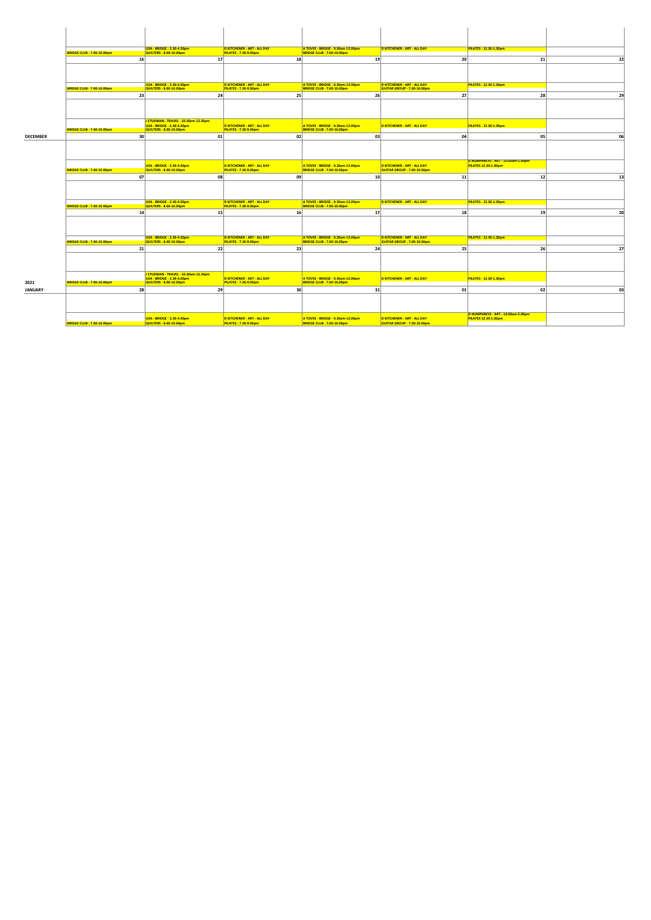| | | | | | | | |
|---|---|---|---|---|---|---|---|
| | BRIDGE CLUB - 7.00-10.00pm | U3A - BRIDGE - 2.30-4.30pm<br>QUILTERS - 8.00-10.00pm | D KITCHENER - ART - ALL DAY<br>PILATES - 7.30-9.00pm | A TOVEE - BRIDGE - 9.30am-12.00pm<br>BRIDGE CLUB - 7.00-10.00pm | D KITCHENER - ART - ALL DAY | PILATES - 12.30-1.30pm | |
| | 16 | 17 | 18 | 19 | 20 | 21 | 22 |
| | BRIDGE CLUB - 7.00-10.00pm | U3A - BRIDGE - 2.30-4.30pm<br>QUILTERS - 8.00-10.00pm | D KITCHENER - ART - ALL DAY<br>PILATES - 7.30-9.00pm | A TOVEE - BRIDGE - 9.30am-12.00pm<br>BRIDGE CLUB - 7.00-10.00pm | D KITCHENER - ART - ALL DAY<br>GUITAR GROUP - 7.00-10.00pm | PILATES - 12.30-1.30pm | |
| | 23 | 24 | 25 | 26 | 27 | 28 | 29 |
| | BRIDGE CLUB - 7.00-10.00pm | J STUDMAN - TRAVEL - 10.30am-12.30pm<br>U3A - BRIDGE - 2.30-4.30pm<br>QUILTERS - 8.00-10.00pm | D KITCHENER - ART - ALL DAY<br>PILATES - 7.30-9.00pm | A TOVEE - BRIDGE - 9.30am-12.00pm<br>BRIDGE CLUB - 7.00-10.00pm | D KITCHENER - ART - ALL DAY | PILATES - 12.30-1.30pm | |
| DECEMBER | 30 | 01 | 02 | 03 | 04 | 05 | 06 |
| | BRIDGE CLUB - 7.00-10.00pm | U3A - BRIDGE - 2.30-4.30pm<br>QUILTERS - 8.00-10.00pm | D KITCHENER - ART - ALL DAY<br>PILATES - 7.30-9.00pm | A TOVEE - BRIDGE - 9.30am-12.00pm<br>BRIDGE CLUB - 7.00-10.00pm | D KITCHENER - ART - ALL DAY<br>GUITAR GROUP - 7.00-10.00pm | D HUMPHREYS - ART - 10.00am-5.00pm<br>PILATES 12.30-1.30pm | |
| | 07 | 08 | 09 | 10 | 11 | 12 | 13 |
| | BRIDGE CLUB - 7.00-10.00pm | U3A - BRIDGE - 2.30-4.30pm<br>QUILTERS - 8.00-10.00pm | D KITCHENER - ART - ALL DAY<br>PILATES - 7.30-9.00pm | A TOVEE - BRIDGE - 9.30am-12.00pm<br>BRIDGE CLUB - 7.00-10.00pm | D KITCHENER - ART - ALL DAY | PILATES - 12.30-1.30pm | |
| | 14 | 15 | 16 | 17 | 18 | 19 | 20 |
| | BRIDGE CLUB - 7.00-10.00pm | U3A - BRIDGE - 2.30-4.30pm<br>QUILTERS - 8.00-10.00pm | D KITCHENER - ART - ALL DAY<br>PILATES - 7.30-9.00pm | A TOVEE - BRIDGE - 9.30am-12.00pm<br>BRIDGE CLUB - 7.00-10.00pm | D KITCHENER - ART - ALL DAY<br>GUITAR GROUP - 7.00-10.00pm | PILATES - 12.30-1.30pm | |
| | 21 | 22 | 23 | 24 | 25 | 26 | 27 |
| 2021 | BRIDGE CLUB - 7.00-10.00pm | J STUDMAN - TRAVEL - 10.30am-12.30pm<br>U3A - BRIDGE - 2.30-4.30pm<br>QUILTERS - 8.00-10.00pm | D KITCHENER - ART - ALL DAY<br>PILATES - 7.30-9.00pm | A TOVEE - BRIDGE - 9.30am-12.00pm<br>BRIDGE CLUB - 7.00-10.00pm | D KITCHENER - ART - ALL DAY | PILATES - 12.30-1.30pm | |
| JANUARY | 28 | 29 | 30 | 31 | 01 | 02 | 03 |
| | BRIDGE CLUB - 7.00-10.00pm | U3A - BRIDGE - 2.30-4.30pm<br>QUILTERS - 8.00-10.00pm | D KITCHENER - ART - ALL DAY<br>PILATES - 7.30-9.00pm | A TOVEE - BRIDGE - 9.30am-12.00pm<br>BRIDGE CLUB - 7.00-10.00pm | D KITCHENER - ART - ALL DAY<br>GUITAR GROUP - 7.00-10.00pm | D HUMPHREYS - ART - 10.00am-5.00pm<br>PILATES 12.30-1.30pm | |